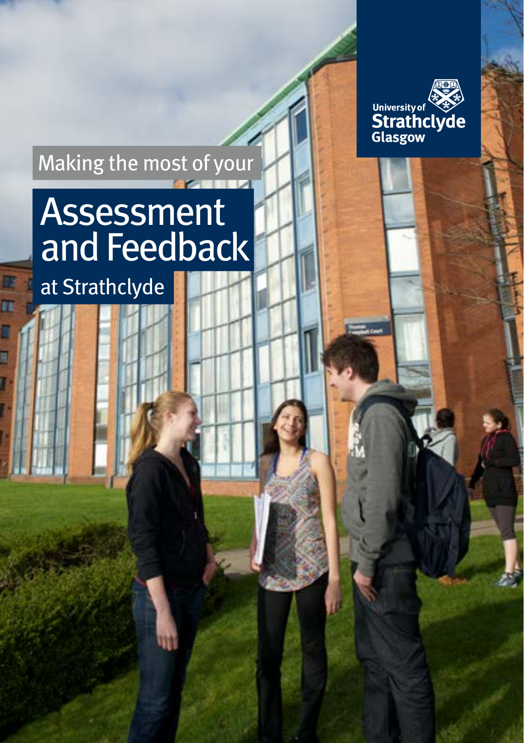University of Strathclyde Glasgow

Making the most of your

# Assessment and Feedback

at Strathclyde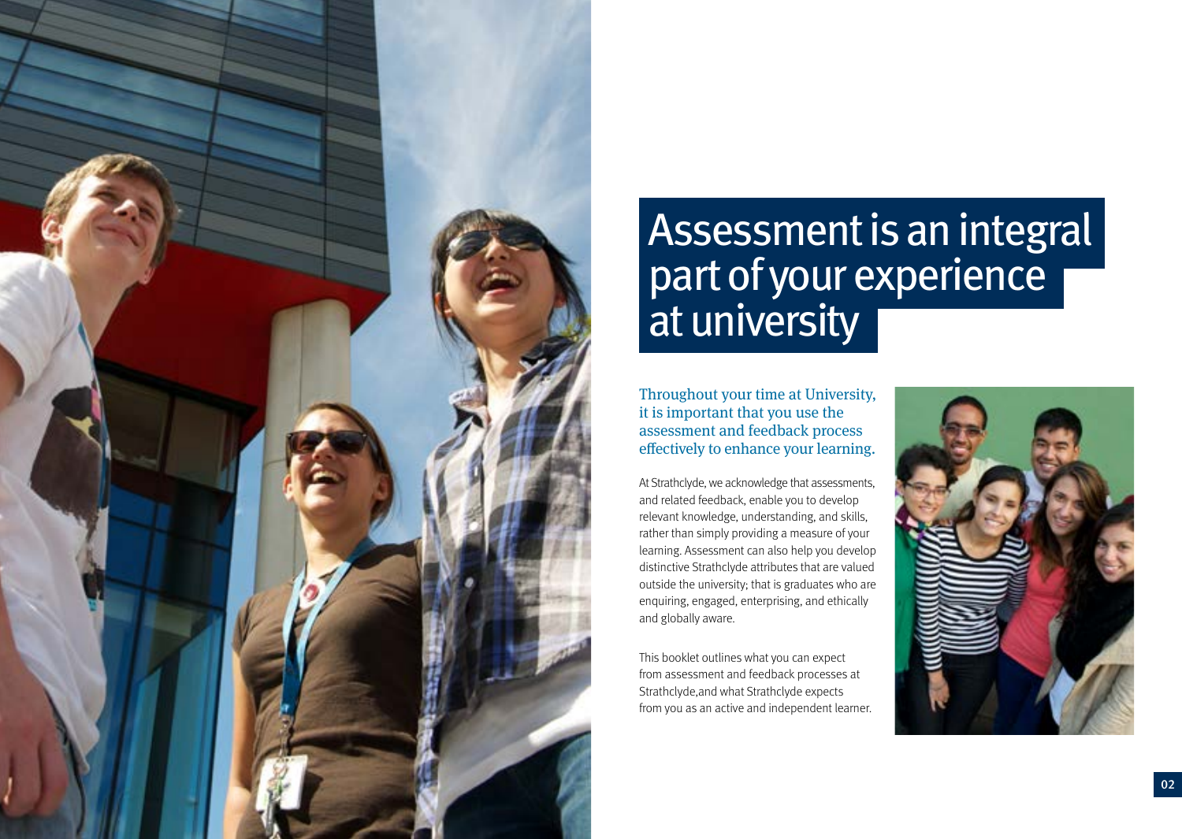# Assessment is an integral part of your experience at university

Throughout your time at University, it is important that you use the assessment and feedback process effectively to enhance your learning.

At Strathclyde, we acknowledge that assessments, and related feedback, enable you to develop relevant knowledge, understanding, and skills, rather than simply providing a measure of your learning. Assessment can also help you develop distinctive Strathclyde attributes that are valued outside the university; that is graduates who are enquiring, engaged, enterprising, and ethically and globally aware.

This booklet outlines what you can expect from assessment and feedback processes at Strathclyde,and what Strathclyde expects from you as an active and independent learner.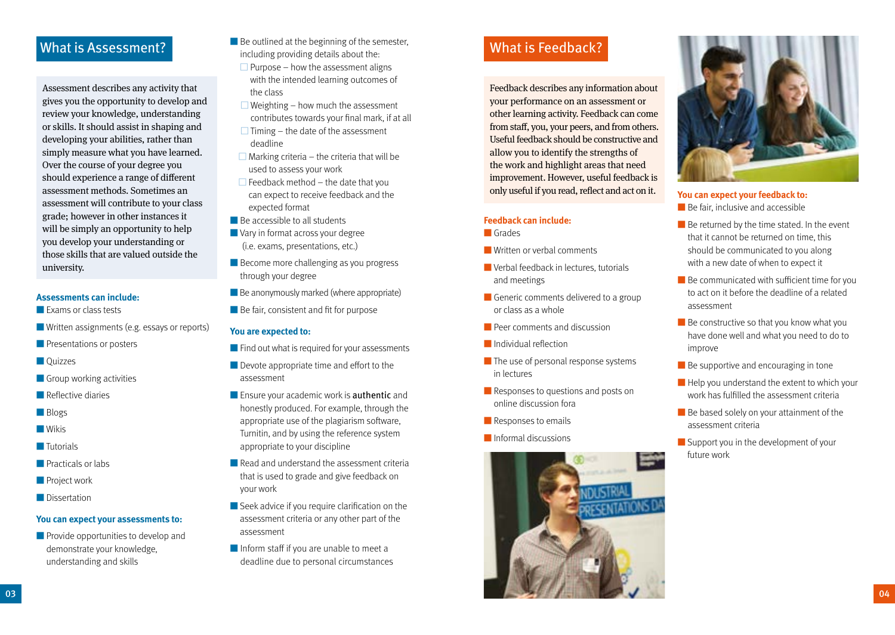## What is Assessment?

Assessment describes any activity that gives you the opportunity to develop and review your knowledge, understanding or skills. It should assist in shaping and developing your abilities, rather than simply measure what you have learned. Over the course of your degree you should experience a range of different assessment methods. Sometimes an assessment will contribute to your class grade; however in other instances it will be simply an opportunity to help you develop your understanding or those skills that are valued outside the university.

### Assessments can include:

- Exams or class tests
- Written assignments (e.g. essays or reports)
- Presentations or posters
- Quizzes
- Group working activities
- Reflective diaries
- Blogs
- Wikis
- Tutorials
- Practicals or labs
- Project work
- Dissertation

### You can expect your assessments to:

- Provide opportunities to develop and demonstrate your knowledge, understanding and skills
- Be outlined at the beginning of the semester, including providing details about the:
  - Purpose – how the assessment aligns with the intended learning outcomes of the class
  - Weighting – how much the assessment contributes towards your final mark, if at all
  - Timing – the date of the assessment deadline
  - Marking criteria – the criteria that will be used to assess your work
  - Feedback method – the date that you can expect to receive feedback and the expected format
- Be accessible to all students
- Vary in format across your degree (i.e. exams, presentations, etc.)
- Become more challenging as you progress through your degree
- Be anonymously marked (where appropriate)
- Be fair, consistent and fit for purpose

### You are expected to:

- Find out what is required for your assessments
- Devote appropriate time and effort to the assessment
- Ensure your academic work is **authentic** and honestly produced. For example, through the appropriate use of the plagiarism software, Turnitin, and by using the reference system appropriate to your discipline
- Read and understand the assessment criteria that is used to grade and give feedback on your work
- Seek advice if you require clarification on the assessment criteria or any other part of the assessment
- Inform staff if you are unable to meet a deadline due to personal circumstances

## What is Feedback?

Feedback describes any information about your performance on an assessment or other learning activity. Feedback can come from staff, you, your peers, and from others. Useful feedback should be constructive and allow you to identify the strengths of the work and highlight areas that need improvement. However, useful feedback is only useful if you read, reflect and act on it.

### Feedback can include:

- Grades
- Written or verbal comments
- Verbal feedback in lectures, tutorials and meetings
- Generic comments delivered to a group or class as a whole
- Peer comments and discussion
- Individual reflection
- The use of personal response systems in lectures
- Responses to questions and posts on online discussion fora
- Responses to emails
- Informal discussions

### You can expect your feedback to:

- Be fair, inclusive and accessible
- Be returned by the time stated. In the event that it cannot be returned on time, this should be communicated to you along with a new date of when to expect it
- Be communicated with sufficient time for you to act on it before the deadline of a related assessment
- Be constructive so that you know what you have done well and what you need to do to improve
- Be supportive and encouraging in tone
- Help you understand the extent to which your work has fulfilled the assessment criteria
- Be based solely on your attainment of the assessment criteria
- Support you in the development of your future work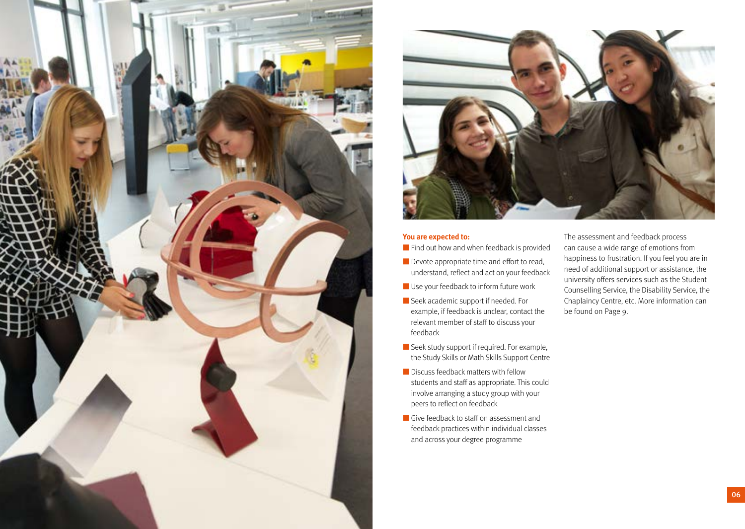**You are expected to:**

- Find out how and when feedback is provided
- Devote appropriate time and effort to read, understand, reflect and act on your feedback
- Use your feedback to inform future work
- Seek academic support if needed. For example, if feedback is unclear, contact the relevant member of staff to discuss your feedback
- Seek study support if required. For example, the Study Skills or Math Skills Support Centre
- Discuss feedback matters with fellow students and staff as appropriate. This could involve arranging a study group with your peers to reflect on feedback
- Give feedback to staff on assessment and feedback practices within individual classes and across your degree programme

The assessment and feedback process can cause a wide range of emotions from happiness to frustration. If you feel you are in need of additional support or assistance, the university offers services such as the Student Counselling Service, the Disability Service, the Chaplaincy Centre, etc. More information can be found on Page 9.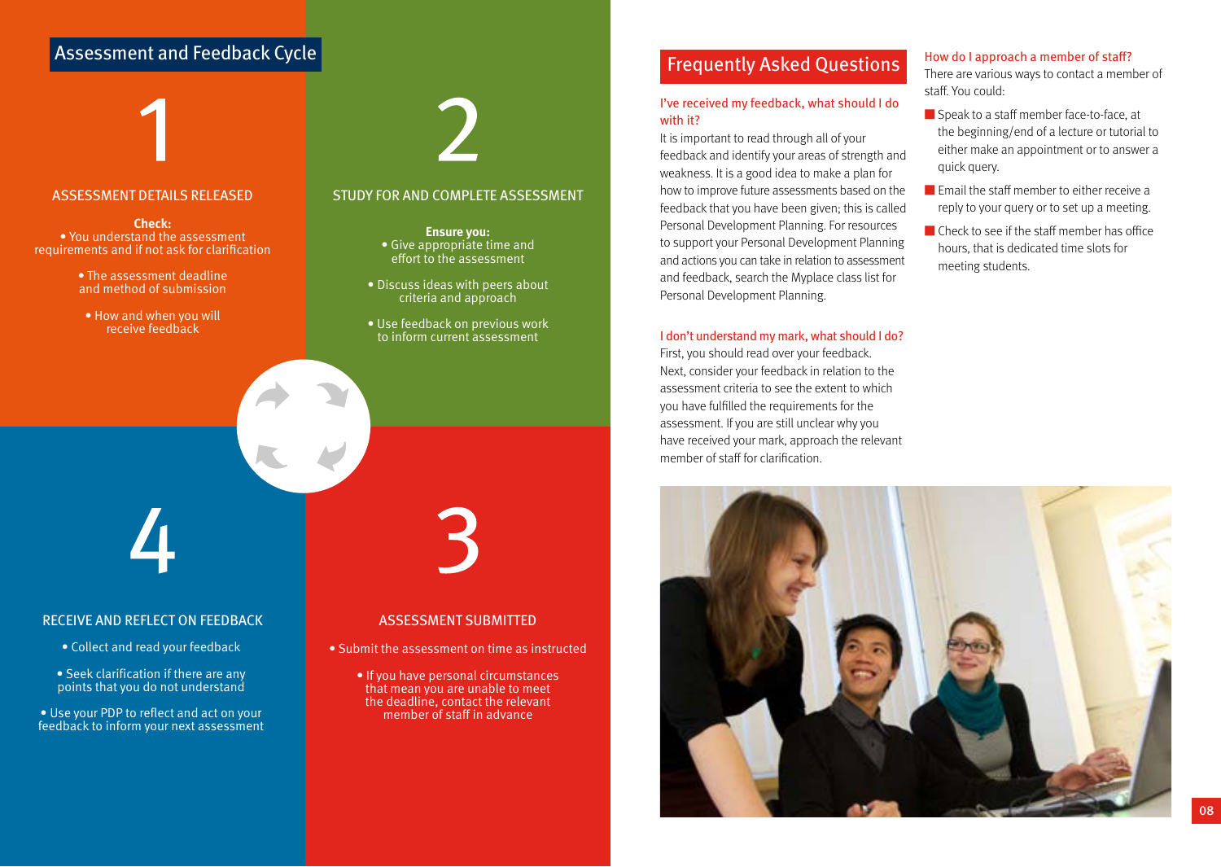## Assessment and Feedback Cycle

### 1

**ASSESSMENT DETAILS RELEASED**

**Check:**

- You understand the assessment requirements and if not ask for clarification
- The assessment deadline and method of submission
- How and when you will receive feedback

### 2

**STUDY FOR AND COMPLETE ASSESSMENT**

**Ensure you:**

- Give appropriate time and effort to the assessment
- Discuss ideas with peers about criteria and approach
- Use feedback on previous work to inform current assessment

### 3

**ASSESSMENT SUBMITTED**

- Submit the assessment on time as instructed
- If you have personal circumstances that mean you are unable to meet the deadline, contact the relevant member of staff in advance

### 4

**RECEIVE AND REFLECT ON FEEDBACK**

- Collect and read your feedback
- Seek clarification if there are any points that you do not understand
- Use your PDP to reflect and act on your feedback to inform your next assessment

## Frequently Asked Questions

### I've received my feedback, what should I do with it?

It is important to read through all of your feedback and identify your areas of strength and weakness. It is a good idea to make a plan for how to improve future assessments based on the feedback that you have been given; this is called Personal Development Planning. For resources to support your Personal Development Planning and actions you can take in relation to assessment and feedback, search the Myplace class list for Personal Development Planning.

### I don't understand my mark, what should I do?

First, you should read over your feedback. Next, consider your feedback in relation to the assessment criteria to see the extent to which you have fulfilled the requirements for the assessment. If you are still unclear why you have received your mark, approach the relevant member of staff for clarification.

### How do I approach a member of staff?

There are various ways to contact a member of staff. You could:

- Speak to a staff member face-to-face, at the beginning/end of a lecture or tutorial to either make an appointment or to answer a quick query.
- Email the staff member to either receive a reply to your query or to set up a meeting.
- Check to see if the staff member has office hours, that is dedicated time slots for meeting students.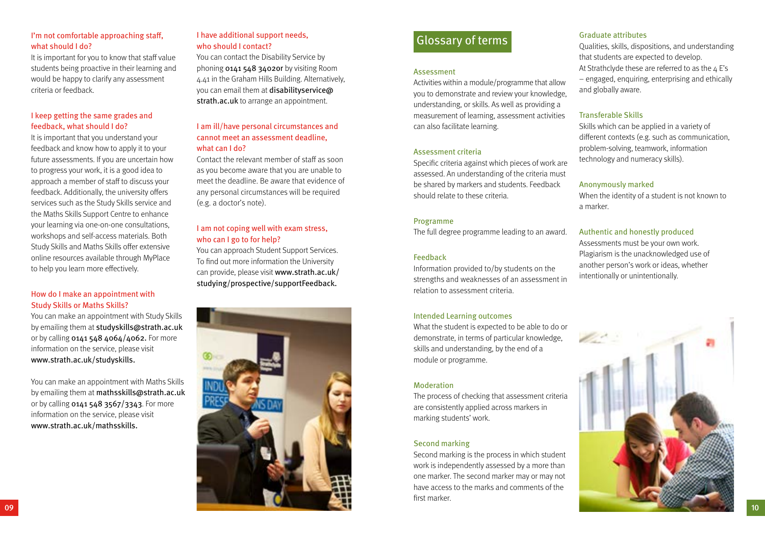### I'm not comfortable approaching staff, what should I do?

It is important for you to know that staff value students being proactive in their learning and would be happy to clarify any assessment criteria or feedback.

### I keep getting the same grades and feedback, what should I do?

It is important that you understand your feedback and know how to apply it to your future assessments. If you are uncertain how to progress your work, it is a good idea to approach a member of staff to discuss your feedback. Additionally, the university offers services such as the Study Skills service and the Maths Skills Support Centre to enhance your learning via one-on-one consultations, workshops and self-access materials. Both Study Skills and Maths Skills offer extensive online resources available through MyPlace to help you learn more effectively.

### How do I make an appointment with Study Skills or Maths Skills?

You can make an appointment with Study Skills by emailing them at **studyskills@strath.ac.uk** or by calling **0141 548 4064/4062.** For more information on the service, please visit **www.strath.ac.uk/studyskills.**

You can make an appointment with Maths Skills by emailing them at **mathsskills@strath.ac.uk** or by calling **0141 548 3567/3343**. For more information on the service, please visit **www.strath.ac.uk/mathsskills.**

### I have additional support needs, who should I contact?

You can contact the Disability Service by phoning **0141 548 3402or** by visiting Room 4.41 in the Graham Hills Building. Alternatively, you can email them at **disabilityservice@strath.ac.uk** to arrange an appointment.

### I am ill/have personal circumstances and cannot meet an assessment deadline, what can I do?

Contact the relevant member of staff as soon as you become aware that you are unable to meet the deadline. Be aware that evidence of any personal circumstances will be required (e.g. a doctor's note).

### I am not coping well with exam stress, who can I go to for help?

You can approach Student Support Services. To find out more information the University can provide, please visit **www.strath.ac.uk/studying/prospective/supportFeedback.**

## Glossary of terms

### Assessment

Activities within a module/programme that allow you to demonstrate and review your knowledge, understanding, or skills. As well as providing a measurement of learning, assessment activities can also facilitate learning.

### Assessment criteria

Specific criteria against which pieces of work are assessed. An understanding of the criteria must be shared by markers and students. Feedback should relate to these criteria.

### Programme

The full degree programme leading to an award.

### Feedback

Information provided to/by students on the strengths and weaknesses of an assessment in relation to assessment criteria.

### Intended Learning outcomes

What the student is expected to be able to do or demonstrate, in terms of particular knowledge, skills and understanding, by the end of a module or programme.

### Moderation

The process of checking that assessment criteria are consistently applied across markers in marking students' work.

### Second marking

Second marking is the process in which student work is independently assessed by a more than one marker. The second marker may or may not have access to the marks and comments of the first marker.

### Graduate attributes

Qualities, skills, dispositions, and understanding that students are expected to develop. At Strathclyde these are referred to as the 4 E's – engaged, enquiring, enterprising and ethically and globally aware.

### Transferable Skills

Skills which can be applied in a variety of different contexts (e.g. such as communication, problem-solving, teamwork, information technology and numeracy skills).

### Anonymously marked

When the identity of a student is not known to a marker.

### Authentic and honestly produced

Assessments must be your own work. Plagiarism is the unacknowledged use of another person's work or ideas, whether intentionally or unintentionally.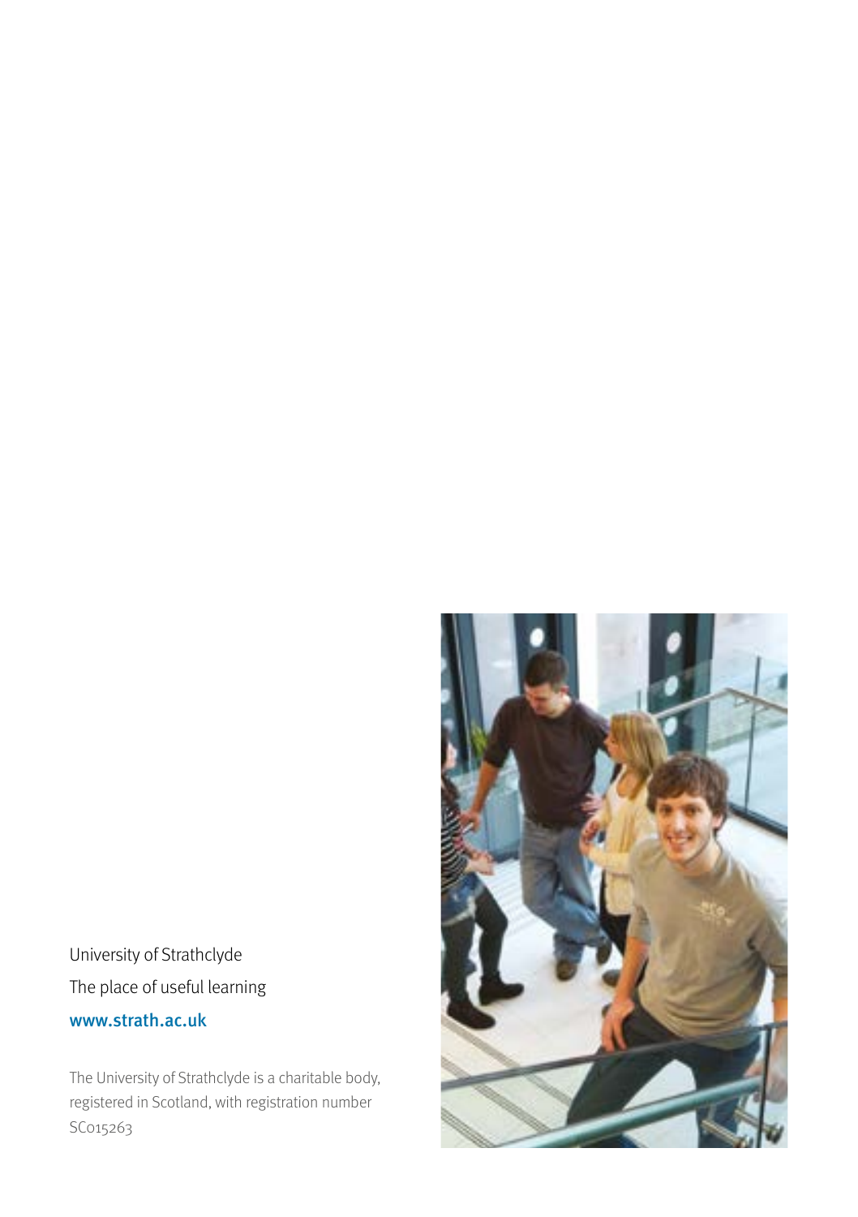University of Strathclyde
The place of useful learning
www.strath.ac.uk

The University of Strathclyde is a charitable body, registered in Scotland, with registration number SC015263